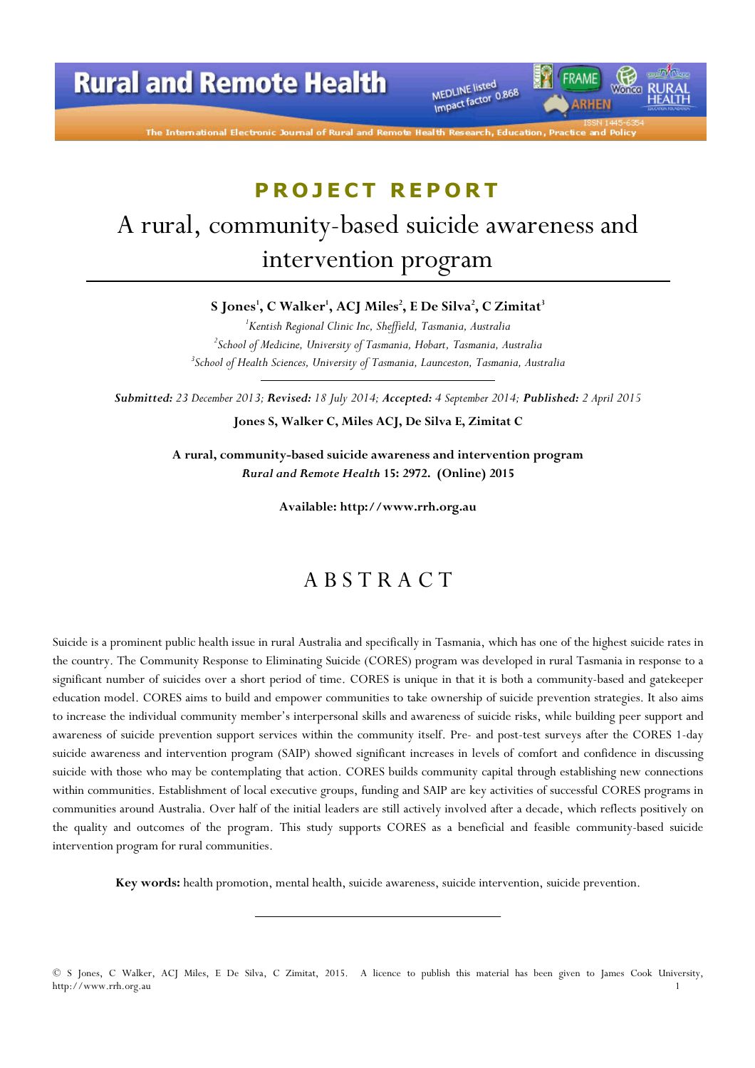PROJECT REPORT

# A rural, community-based suicide awareness and intervention program

**S Jones[1], C Walker[1], ACJ Miles[2], E De Silva[2], C Zimitat[3]**

[1]*Kentish Regional Clinic Inc, Sheffield, Tasmania, Australia*
[2]*School of Medicine, University of Tasmania, Hobart, Tasmania, Australia*
[3]*School of Health Sciences, University of Tasmania, Launceston, Tasmania, Australia*

***Submitted:** 23 December 2013; **Revised:** 18 July 2014; **Accepted:** 4 September 2014; **Published:** 2 April 2015*

**Jones S, Walker C, Miles ACJ, De Silva E, Zimitat C**

**A rural, community-based suicide awareness and intervention program**
***Rural and Remote Health* 15: 2972. (Online) 2015**

**Available: http://www.rrh.org.au**

## ABSTRACT

Suicide is a prominent public health issue in rural Australia and specifically in Tasmania, which has one of the highest suicide rates in the country. The Community Response to Eliminating Suicide (CORES) program was developed in rural Tasmania in response to a significant number of suicides over a short period of time. CORES is unique in that it is both a community-based and gatekeeper education model. CORES aims to build and empower communities to take ownership of suicide prevention strategies. It also aims to increase the individual community member's interpersonal skills and awareness of suicide risks, while building peer support and awareness of suicide prevention support services within the community itself. Pre- and post-test surveys after the CORES 1-day suicide awareness and intervention program (SAIP) showed significant increases in levels of comfort and confidence in discussing suicide with those who may be contemplating that action. CORES builds community capital through establishing new connections within communities. Establishment of local executive groups, funding and SAIP are key activities of successful CORES programs in communities around Australia. Over half of the initial leaders are still actively involved after a decade, which reflects positively on the quality and outcomes of the program. This study supports CORES as a beneficial and feasible community-based suicide intervention program for rural communities.

**Key words:** health promotion, mental health, suicide awareness, suicide intervention, suicide prevention.

© S Jones, C Walker, ACJ Miles, E De Silva, C Zimitat, 2015. A licence to publish this material has been given to James Cook University, http://www.rrh.org.au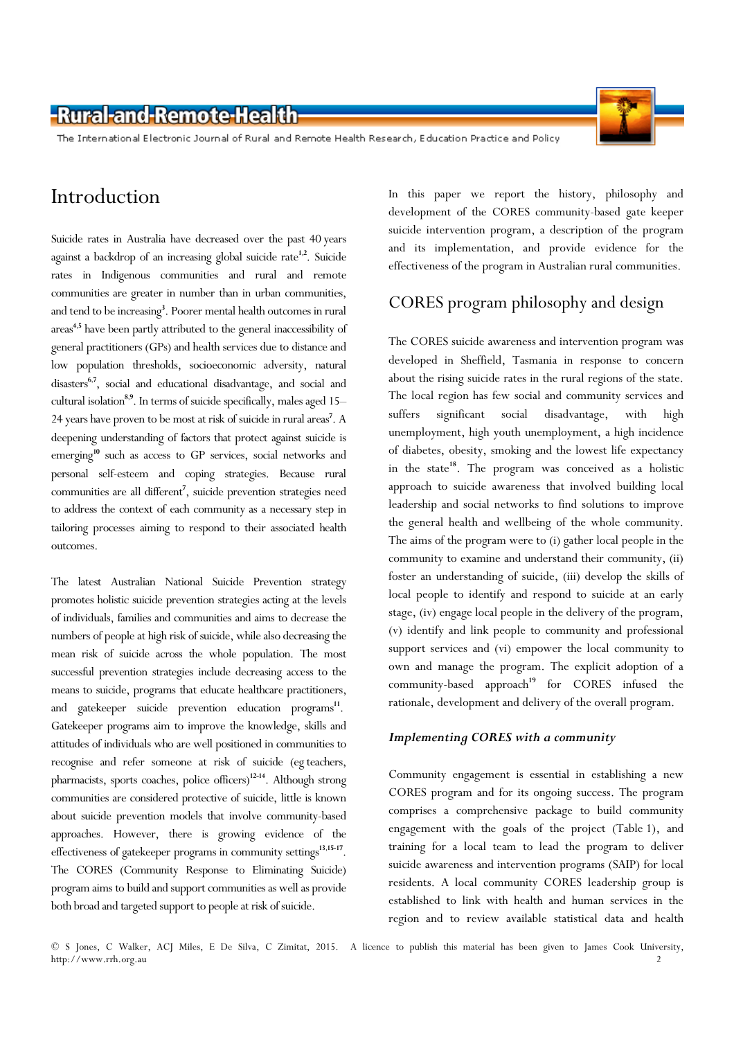# Introduction

Suicide rates in Australia have decreased over the past 40 years against a backdrop of an increasing global suicide rate[1,2]. Suicide rates in Indigenous communities and rural and remote communities are greater in number than in urban communities, and tend to be increasing[3]. Poorer mental health outcomes in rural areas[4,5] have been partly attributed to the general inaccessibility of general practitioners (GPs) and health services due to distance and low population thresholds, socioeconomic adversity, natural disasters[6,7], social and educational disadvantage, and social and cultural isolation[8,9]. In terms of suicide specifically, males aged 15–24 years have proven to be most at risk of suicide in rural areas[7]. A deepening understanding of factors that protect against suicide is emerging[10] such as access to GP services, social networks and personal self-esteem and coping strategies. Because rural communities are all different[7], suicide prevention strategies need to address the context of each community as a necessary step in tailoring processes aiming to respond to their associated health outcomes.

The latest Australian National Suicide Prevention strategy promotes holistic suicide prevention strategies acting at the levels of individuals, families and communities and aims to decrease the numbers of people at high risk of suicide, while also decreasing the mean risk of suicide across the whole population. The most successful prevention strategies include decreasing access to the means to suicide, programs that educate healthcare practitioners, and gatekeeper suicide prevention education programs[11]. Gatekeeper programs aim to improve the knowledge, skills and attitudes of individuals who are well positioned in communities to recognise and refer someone at risk of suicide (eg teachers, pharmacists, sports coaches, police officers)[12-14]. Although strong communities are considered protective of suicide, little is known about suicide prevention models that involve community-based approaches. However, there is growing evidence of the effectiveness of gatekeeper programs in community settings[13,15-17]. The CORES (Community Response to Eliminating Suicide) program aims to build and support communities as well as provide both broad and targeted support to people at risk of suicide.

In this paper we report the history, philosophy and development of the CORES community-based gate keeper suicide intervention program, a description of the program and its implementation, and provide evidence for the effectiveness of the program in Australian rural communities.

## CORES program philosophy and design

The CORES suicide awareness and intervention program was developed in Sheffield, Tasmania in response to concern about the rising suicide rates in the rural regions of the state. The local region has few social and community services and suffers significant social disadvantage, with high unemployment, high youth unemployment, a high incidence of diabetes, obesity, smoking and the lowest life expectancy in the state[18]. The program was conceived as a holistic approach to suicide awareness that involved building local leadership and social networks to find solutions to improve the general health and wellbeing of the whole community. The aims of the program were to (i) gather local people in the community to examine and understand their community, (ii) foster an understanding of suicide, (iii) develop the skills of local people to identify and respond to suicide at an early stage, (iv) engage local people in the delivery of the program, (v) identify and link people to community and professional support services and (vi) empower the local community to own and manage the program. The explicit adoption of a community-based approach[19] for CORES infused the rationale, development and delivery of the overall program.

### *Implementing CORES with a community*

Community engagement is essential in establishing a new CORES program and for its ongoing success. The program comprises a comprehensive package to build community engagement with the goals of the project (Table 1), and training for a local team to lead the program to deliver suicide awareness and intervention programs (SAIP) for local residents. A local community CORES leadership group is established to link with health and human services in the region and to review available statistical data and health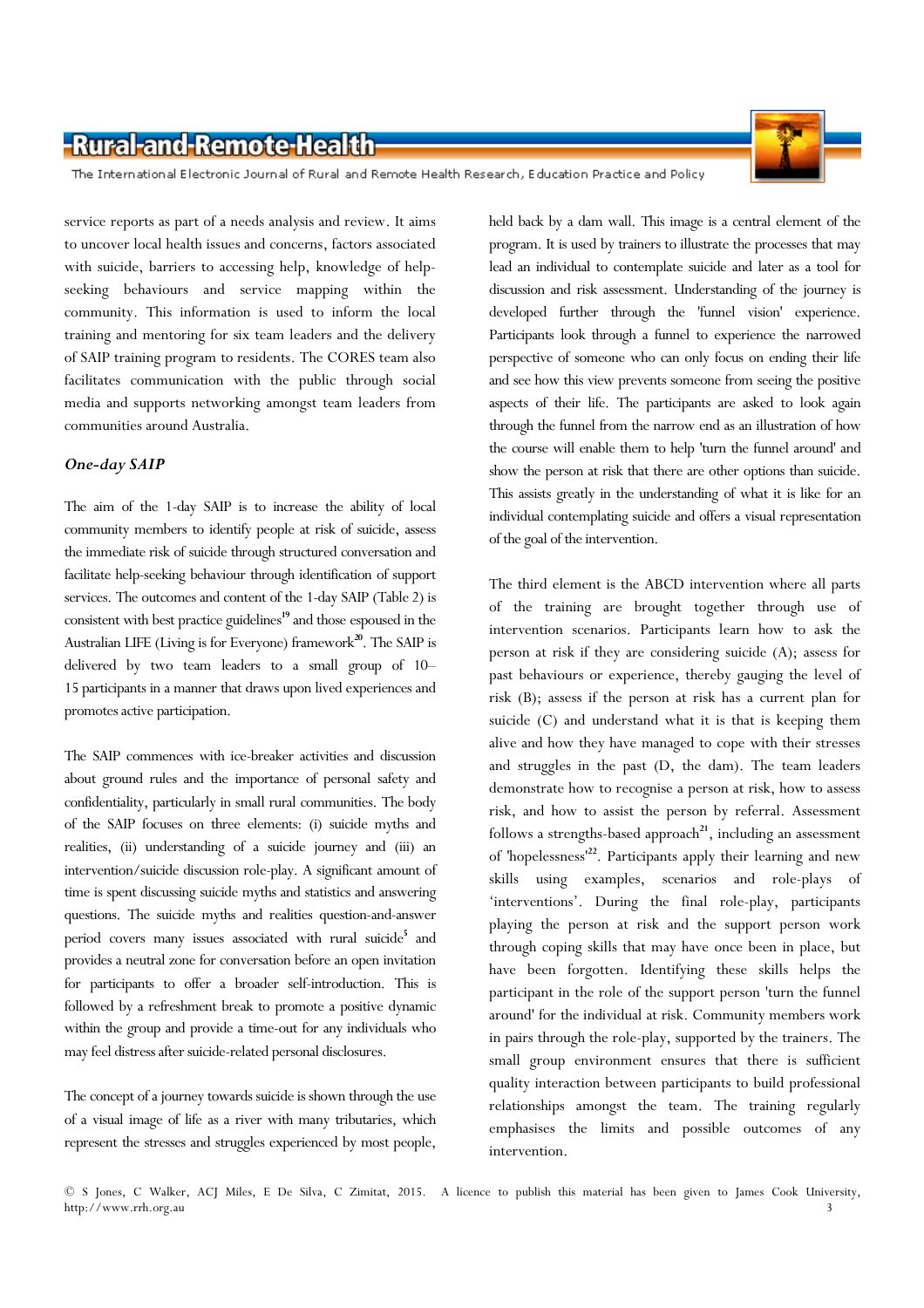service reports as part of a needs analysis and review. It aims to uncover local health issues and concerns, factors associated with suicide, barriers to accessing help, knowledge of help-seeking behaviours and service mapping within the community. This information is used to inform the local training and mentoring for six team leaders and the delivery of SAIP training program to residents. The CORES team also facilitates communication with the public through social media and supports networking amongst team leaders from communities around Australia.

### *One-day SAIP*

The aim of the 1-day SAIP is to increase the ability of local community members to identify people at risk of suicide, assess the immediate risk of suicide through structured conversation and facilitate help-seeking behaviour through identification of support services. The outcomes and content of the 1-day SAIP (Table 2) is consistent with best practice guidelines[19] and those espoused in the Australian LIFE (Living is for Everyone) framework[20]. The SAIP is delivered by two team leaders to a small group of 10–15 participants in a manner that draws upon lived experiences and promotes active participation.

The SAIP commences with ice-breaker activities and discussion about ground rules and the importance of personal safety and confidentiality, particularly in small rural communities. The body of the SAIP focuses on three elements: (i) suicide myths and realities, (ii) understanding of a suicide journey and (iii) an intervention/suicide discussion role-play. A significant amount of time is spent discussing suicide myths and statistics and answering questions. The suicide myths and realities question-and-answer period covers many issues associated with rural suicide[5] and provides a neutral zone for conversation before an open invitation for participants to offer a broader self-introduction. This is followed by a refreshment break to promote a positive dynamic within the group and provide a time-out for any individuals who may feel distress after suicide-related personal disclosures.

The concept of a journey towards suicide is shown through the use of a visual image of life as a river with many tributaries, which represent the stresses and struggles experienced by most people, held back by a dam wall. This image is a central element of the program. It is used by trainers to illustrate the processes that may lead an individual to contemplate suicide and later as a tool for discussion and risk assessment. Understanding of the journey is developed further through the 'funnel vision' experience. Participants look through a funnel to experience the narrowed perspective of someone who can only focus on ending their life and see how this view prevents someone from seeing the positive aspects of their life. The participants are asked to look again through the funnel from the narrow end as an illustration of how the course will enable them to help 'turn the funnel around' and show the person at risk that there are other options than suicide. This assists greatly in the understanding of what it is like for an individual contemplating suicide and offers a visual representation of the goal of the intervention.

The third element is the ABCD intervention where all parts of the training are brought together through use of intervention scenarios. Participants learn how to ask the person at risk if they are considering suicide (A); assess for past behaviours or experience, thereby gauging the level of risk (B); assess if the person at risk has a current plan for suicide (C) and understand what it is that is keeping them alive and how they have managed to cope with their stresses and struggles in the past (D, the dam). The team leaders demonstrate how to recognise a person at risk, how to assess risk, and how to assist the person by referral. Assessment follows a strengths-based approach[21], including an assessment of 'hopelessness'[22]. Participants apply their learning and new skills using examples, scenarios and role-plays of 'interventions'. During the final role-play, participants playing the person at risk and the support person work through coping skills that may have once been in place, but have been forgotten. Identifying these skills helps the participant in the role of the support person 'turn the funnel around' for the individual at risk. Community members work in pairs through the role-play, supported by the trainers. The small group environment ensures that there is sufficient quality interaction between participants to build professional relationships amongst the team. The training regularly emphasises the limits and possible outcomes of any intervention.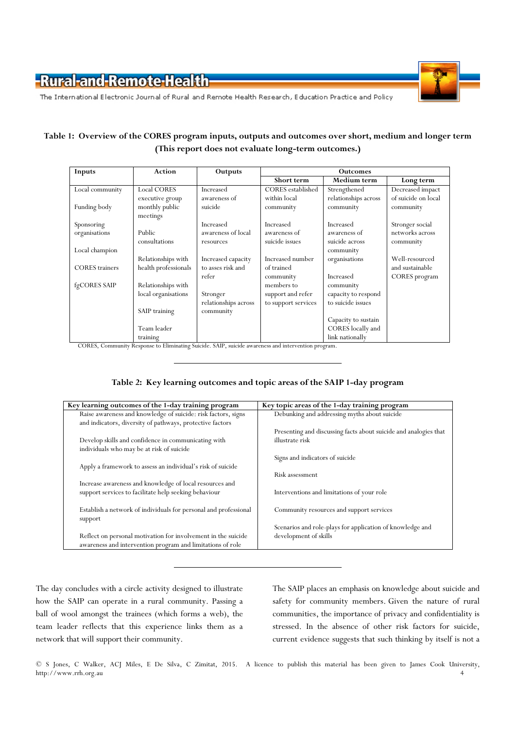**Table 1: Overview of the CORES program inputs, outputs and outcomes over short, medium and longer term (This report does not evaluate long-term outcomes.)**

| Inputs | Action | Outputs | Outcomes | | |
|---|---|---|---|---|---|
| | | | Short term | Medium term | Long term |
| Local community | Local CORES executive group monthly public meetings | Increased awareness of suicide | CORES established within local community | Strengthened relationships across community | Decreased impact of suicide on local community |
| Funding body | Public consultations | Increased awareness of local resources | Increased awareness of local suicide issues | Increased awareness of suicide across community organisations | Stronger social networks across community |
| Sponsoring organisations | Relationships with health professionals | Increased capacity to asses risk and refer | Increased number of trained community members to support and refer to support services | Increased community capacity to respond to suicide issues | Well-resourced and sustainable CORES program |
| Local champion | Relationships with local organisations | Stronger relationships across community | | Capacity to sustain CORES locally and link nationally | |
| CORES trainers | SAIP training | | | | |
| fgCORES SAIP | Team leader training | | | | |

CORES, Community Response to Eliminating Suicide. SAIP, suicide awareness and intervention program.

**Table 2: Key learning outcomes and topic areas of the SAIP 1-day program**

| Key learning outcomes of the 1-day training program | Key topic areas of the 1-day training program |
|---|---|
| Raise awareness and knowledge of suicide: risk factors, signs and indicators, diversity of pathways, protective factors | Debunking and addressing myths about suicide |
| Develop skills and confidence in communicating with individuals who may be at risk of suicide | Presenting and discussing facts about suicide and analogies that illustrate risk |
| Apply a framework to assess an individual's risk of suicide | Signs and indicators of suicide |
| Increase awareness and knowledge of local resources and support services to facilitate help seeking behaviour | Risk assessment |
| Establish a network of individuals for personal and professional support | Interventions and limitations of your role |
| Reflect on personal motivation for involvement in the suicide awareness and intervention program and limitations of role | Community resources and support services |
| | Scenarios and role-plays for application of knowledge and development of skills |

The day concludes with a circle activity designed to illustrate how the SAIP can operate in a rural community. Passing a ball of wool amongst the trainees (which forms a web), the team leader reflects that this experience links them as a network that will support their community.

The SAIP places an emphasis on knowledge about suicide and safety for community members. Given the nature of rural communities, the importance of privacy and confidentiality is stressed. In the absence of other risk factors for suicide, current evidence suggests that such thinking by itself is not a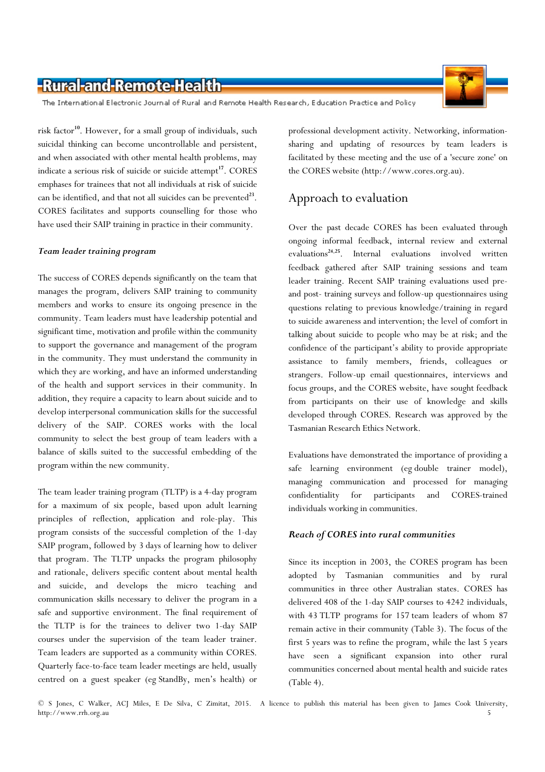risk factor[10]. However, for a small group of individuals, such suicidal thinking can become uncontrollable and persistent, and when associated with other mental health problems, may indicate a serious risk of suicide or suicide attempt[17]. CORES emphases for trainees that not all individuals at risk of suicide can be identified, and that not all suicides can be prevented[23]. CORES facilitates and supports counselling for those who have used their SAIP training in practice in their community.

### *Team leader training program*

The success of CORES depends significantly on the team that manages the program, delivers SAIP training to community members and works to ensure its ongoing presence in the community. Team leaders must have leadership potential and significant time, motivation and profile within the community to support the governance and management of the program in the community. They must understand the community in which they are working, and have an informed understanding of the health and support services in their community. In addition, they require a capacity to learn about suicide and to develop interpersonal communication skills for the successful delivery of the SAIP. CORES works with the local community to select the best group of team leaders with a balance of skills suited to the successful embedding of the program within the new community.

The team leader training program (TLTP) is a 4-day program for a maximum of six people, based upon adult learning principles of reflection, application and role-play. This program consists of the successful completion of the 1-day SAIP program, followed by 3 days of learning how to deliver that program. The TLTP unpacks the program philosophy and rationale, delivers specific content about mental health and suicide, and develops the micro teaching and communication skills necessary to deliver the program in a safe and supportive environment. The final requirement of the TLTP is for the trainees to deliver two 1-day SAIP courses under the supervision of the team leader trainer. Team leaders are supported as a community within CORES. Quarterly face-to-face team leader meetings are held, usually centred on a guest speaker (eg StandBy, men's health) or professional development activity. Networking, information-sharing and updating of resources by team leaders is facilitated by these meeting and the use of a 'secure zone' on the CORES website (http://www.cores.org.au).

## Approach to evaluation

Over the past decade CORES has been evaluated through ongoing informal feedback, internal review and external evaluations[24,25]. Internal evaluations involved written feedback gathered after SAIP training sessions and team leader training. Recent SAIP training evaluations used pre- and post- training surveys and follow-up questionnaires using questions relating to previous knowledge/training in regard to suicide awareness and intervention; the level of comfort in talking about suicide to people who may be at risk; and the confidence of the participant's ability to provide appropriate assistance to family members, friends, colleagues or strangers. Follow-up email questionnaires, interviews and focus groups, and the CORES website, have sought feedback from participants on their use of knowledge and skills developed through CORES. Research was approved by the Tasmanian Research Ethics Network.

Evaluations have demonstrated the importance of providing a safe learning environment (eg double trainer model), managing communication and processed for managing confidentiality for participants and CORES-trained individuals working in communities.

### *Reach of CORES into rural communities*

Since its inception in 2003, the CORES program has been adopted by Tasmanian communities and by rural communities in three other Australian states. CORES has delivered 408 of the 1-day SAIP courses to 4242 individuals, with 43 TLTP programs for 157 team leaders of whom 87 remain active in their community (Table 3). The focus of the first 5 years was to refine the program, while the last 5 years have seen a significant expansion into other rural communities concerned about mental health and suicide rates (Table 4).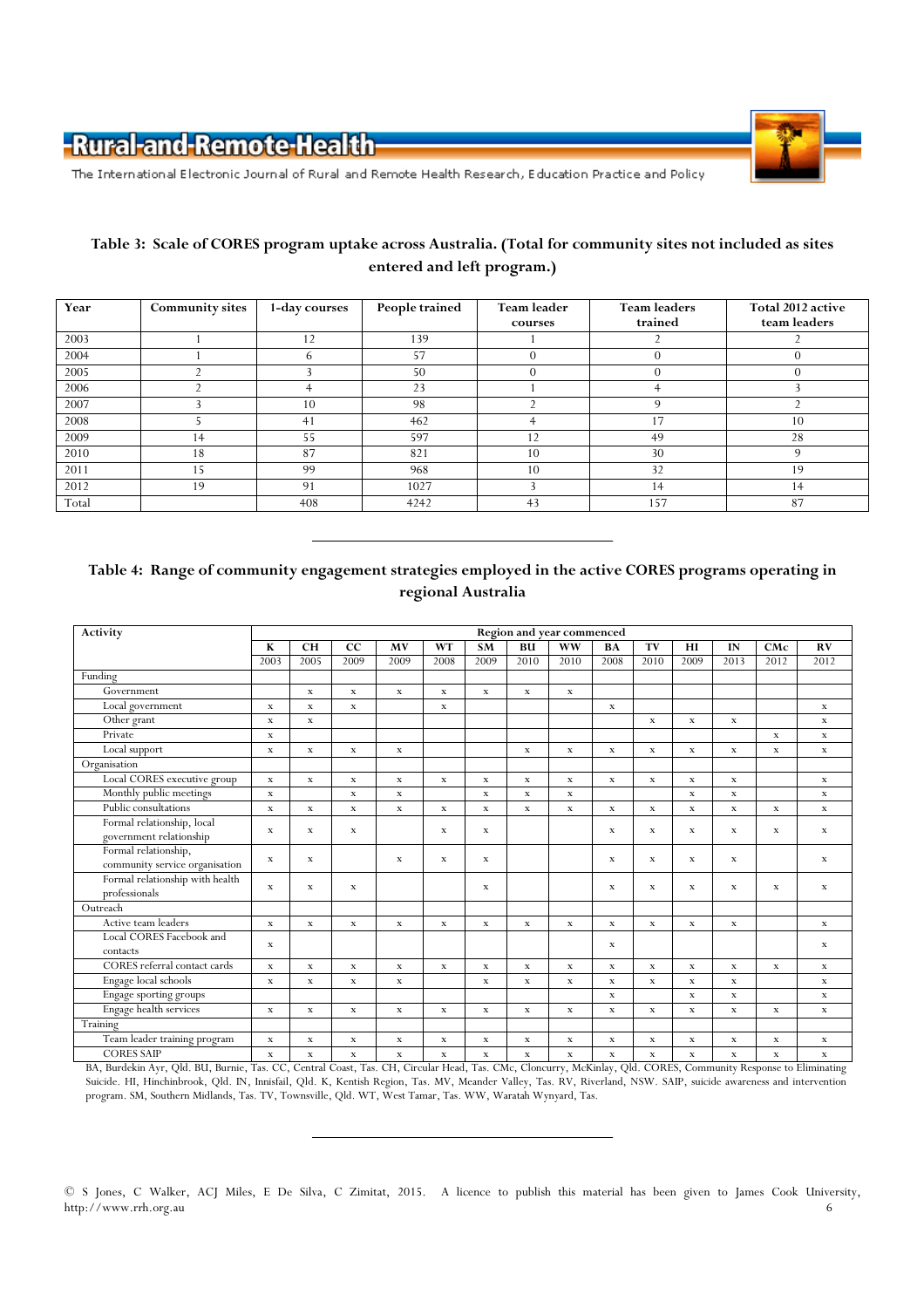**Table 3: Scale of CORES program uptake across Australia. (Total for community sites not included as sites entered and left program.)**

| Year | Community sites | 1-day courses | People trained | Team leader courses | Team leaders trained | Total 2012 active team leaders |
|---|---|---|---|---|---|---|
| 2003 | 1 | 12 | 139 | 1 | 2 | 2 |
| 2004 | 1 | 6 | 57 | 0 | 0 | 0 |
| 2005 | 2 | 3 | 50 | 0 | 0 | 0 |
| 2006 | 2 | 4 | 23 | 1 | 4 | 3 |
| 2007 | 3 | 10 | 98 | 2 | 9 | 2 |
| 2008 | 5 | 41 | 462 | 4 | 17 | 10 |
| 2009 | 14 | 55 | 597 | 12 | 49 | 28 |
| 2010 | 18 | 87 | 821 | 10 | 30 | 9 |
| 2011 | 15 | 99 | 968 | 10 | 32 | 19 |
| 2012 | 19 | 91 | 1027 | 3 | 14 | 14 |
| Total | | 408 | 4242 | 43 | 157 | 87 |

**Table 4: Range of community engagement strategies employed in the active CORES programs operating in regional Australia**

| Activity | Region and year commenced | | | | | | | | | | | | | |
|---|---|---|---|---|---|---|---|---|---|---|---|---|---|---|
| | K | CH | CC | MV | WT | SM | BU | WW | BA | TV | HI | IN | CMc | RV |
| | 2003 | 2005 | 2009 | 2009 | 2008 | 2009 | 2010 | 2010 | 2008 | 2010 | 2009 | 2013 | 2012 | 2012 |
| Funding | | | | | | | | | | | | | | |
| Government | | x | x | x | x | x | x | x | | | | | | |
| Local government | x | x | x | | x | | | | x | | | | | x |
| Other grant | x | x | | | | | | | | x | x | x | | x |
| Private | x | | | | | | | | | | | | x | x |
| Local support | x | x | x | x | | | x | x | x | x | x | x | x | x |
| Organisation | | | | | | | | | | | | | | |
| Local CORES executive group | x | x | x | x | x | x | x | x | x | x | x | x | | x |
| Monthly public meetings | x | | x | x | | x | x | x | | | x | x | | x |
| Public consultations | x | x | x | x | x | x | x | x | x | x | x | x | x | x |
| Formal relationship, local government relationship | x | x | x | | x | x | | | x | x | x | x | x | x |
| Formal relationship, community service organisation | x | x | | x | x | x | | | x | x | x | x | | x |
| Formal relationship with health professionals | x | x | x | | | x | | | x | x | x | x | x | x |
| Outreach | | | | | | | | | | | | | | |
| Active team leaders | x | x | x | x | x | x | x | x | x | x | x | x | | x |
| Local CORES Facebook and contacts | x | | | | | | | | x | | | | | x |
| CORES referral contact cards | x | x | x | x | x | x | x | x | x | x | x | x | x | x |
| Engage local schools | x | x | x | x | | x | x | x | x | x | x | x | | x |
| Engage sporting groups | | | | | | | | | x | | x | x | | x |
| Engage health services | x | x | x | x | x | x | x | x | x | x | x | x | x | x |
| Training | | | | | | | | | | | | | | |
| Team leader training program | x | x | x | x | x | x | x | x | x | x | x | x | x | x |
| CORES SAIP | x | x | x | x | x | x | x | x | x | x | x | x | x | x |

BA, Burdekin Ayr, Qld. BU, Burnie, Tas. CC, Central Coast, Tas. CH, Circular Head, Tas. CMc, Cloncurry, McKinlay, Qld. CORES, Community Response to Eliminating Suicide. HI, Hinchinbrook, Qld. IN, Innisfail, Qld. K, Kentish Region, Tas. MV, Meander Valley, Tas. RV, Riverland, NSW. SAIP, suicide awareness and intervention program. SM, Southern Midlands, Tas. TV, Townsville, Qld. WT, West Tamar, Tas. WW, Waratah Wynyard, Tas.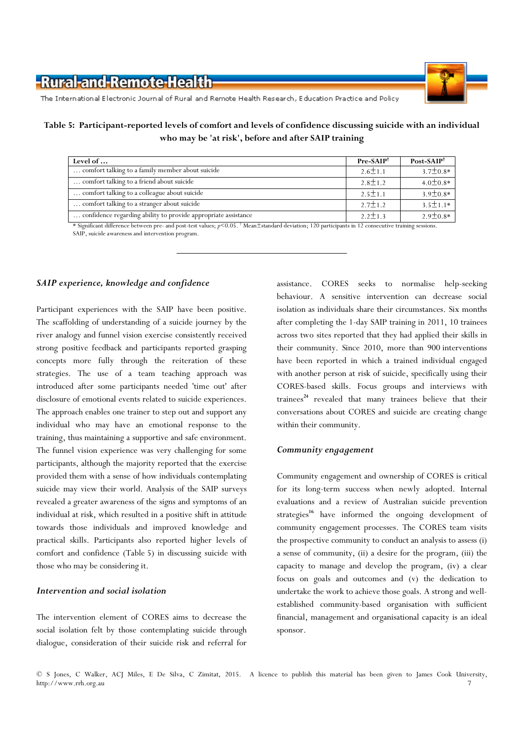**Table 5: Participant-reported levels of comfort and levels of confidence discussing suicide with an individual who may be 'at risk', before and after SAIP training**

| Level of … | Pre-SAIP† | Post-SAIP† |
|---|---|---|
| … comfort talking to a family member about suicide | 2.6±1.1 | 3.7±0.8* |
| … comfort talking to a friend about suicide | 2.8±1.2 | 4.0±0.8* |
| … comfort talking to a colleague about suicide | 2.5±1.1 | 3.9±0.8* |
| … comfort talking to a stranger about suicide | 2.7±1.2 | 3.5±1.1* |
| … confidence regarding ability to provide appropriate assistance | 2.2±1.3 | 2.9±0.8* |

\* Significant difference between pre- and post-test values; $p<0.05$. † Mean±standard deviation; 120 participants in 12 consecutive training sessions.
SAIP, suicide awareness and intervention program.

### *SAIP experience, knowledge and confidence*

Participant experiences with the SAIP have been positive. The scaffolding of understanding of a suicide journey by the river analogy and funnel vision exercise consistently received strong positive feedback and participants reported grasping concepts more fully through the reiteration of these strategies. The use of a team teaching approach was introduced after some participants needed 'time out' after disclosure of emotional events related to suicide experiences. The approach enables one trainer to step out and support any individual who may have an emotional response to the training, thus maintaining a supportive and safe environment. The funnel vision experience was very challenging for some participants, although the majority reported that the exercise provided them with a sense of how individuals contemplating suicide may view their world. Analysis of the SAIP surveys revealed a greater awareness of the signs and symptoms of an individual at risk, which resulted in a positive shift in attitude towards those individuals and improved knowledge and practical skills. Participants also reported higher levels of comfort and confidence (Table 5) in discussing suicide with those who may be considering it.

### *Intervention and social isolation*

The intervention element of CORES aims to decrease the social isolation felt by those contemplating suicide through dialogue, consideration of their suicide risk and referral for assistance. CORES seeks to normalise help-seeking behaviour. A sensitive intervention can decrease social isolation as individuals share their circumstances. Six months after completing the 1-day SAIP training in 2011, 10 trainees across two sites reported that they had applied their skills in their community. Since 2010, more than 900 interventions have been reported in which a trained individual engaged with another person at risk of suicide, specifically using their CORES-based skills. Focus groups and interviews with trainees[24] revealed that many trainees believe that their conversations about CORES and suicide are creating change within their community.

### *Community engagement*

Community engagement and ownership of CORES is critical for its long-term success when newly adopted. Internal evaluations and a review of Australian suicide prevention strategies[16] have informed the ongoing development of community engagement processes. The CORES team visits the prospective community to conduct an analysis to assess (i) a sense of community, (ii) a desire for the program, (iii) the capacity to manage and develop the program, (iv) a clear focus on goals and outcomes and (v) the dedication to undertake the work to achieve those goals. A strong and well-established community-based organisation with sufficient financial, management and organisational capacity is an ideal sponsor.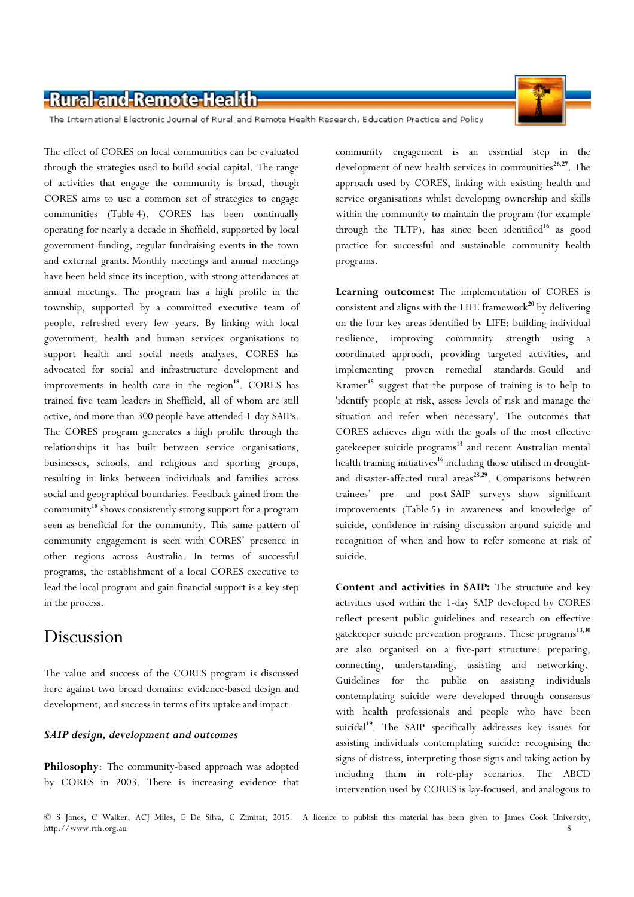The effect of CORES on local communities can be evaluated through the strategies used to build social capital. The range of activities that engage the community is broad, though CORES aims to use a common set of strategies to engage communities (Table 4). CORES has been continually operating for nearly a decade in Sheffield, supported by local government funding, regular fundraising events in the town and external grants. Monthly meetings and annual meetings have been held since its inception, with strong attendances at annual meetings. The program has a high profile in the township, supported by a committed executive team of people, refreshed every few years. By linking with local government, health and human services organisations to support health and social needs analyses, CORES has advocated for social and infrastructure development and improvements in health care in the region[18]. CORES has trained five team leaders in Sheffield, all of whom are still active, and more than 300 people have attended 1-day SAIPs. The CORES program generates a high profile through the relationships it has built between service organisations, businesses, schools, and religious and sporting groups, resulting in links between individuals and families across social and geographical boundaries. Feedback gained from the community[18] shows consistently strong support for a program seen as beneficial for the community. This same pattern of community engagement is seen with CORES' presence in other regions across Australia. In terms of successful programs, the establishment of a local CORES executive to lead the local program and gain financial support is a key step in the process.

# Discussion

The value and success of the CORES program is discussed here against two broad domains: evidence-based design and development, and success in terms of its uptake and impact.

### *SAIP design, development and outcomes*

**Philosophy**: The community-based approach was adopted by CORES in 2003. There is increasing evidence that community engagement is an essential step in the development of new health services in communities[26,27]. The approach used by CORES, linking with existing health and service organisations whilst developing ownership and skills within the community to maintain the program (for example through the TLTP), has since been identified[16] as good practice for successful and sustainable community health programs.

**Learning outcomes:** The implementation of CORES is consistent and aligns with the LIFE framework[20] by delivering on the four key areas identified by LIFE: building individual resilience, improving community strength using a coordinated approach, providing targeted activities, and implementing proven remedial standards. Gould and Kramer[15] suggest that the purpose of training is to help to 'identify people at risk, assess levels of risk and manage the situation and refer when necessary'. The outcomes that CORES achieves align with the goals of the most effective gatekeeper suicide programs[13] and recent Australian mental health training initiatives[16] including those utilised in drought- and disaster-affected rural areas[28,29]. Comparisons between trainees' pre- and post-SAIP surveys show significant improvements (Table 5) in awareness and knowledge of suicide, confidence in raising discussion around suicide and recognition of when and how to refer someone at risk of suicide.

**Content and activities in SAIP:** The structure and key activities used within the 1-day SAIP developed by CORES reflect present public guidelines and research on effective gatekeeper suicide prevention programs. These programs[13,30] are also organised on a five-part structure: preparing, connecting, understanding, assisting and networking. Guidelines for the public on assisting individuals contemplating suicide were developed through consensus with health professionals and people who have been suicidal[19]. The SAIP specifically addresses key issues for assisting individuals contemplating suicide: recognising the signs of distress, interpreting those signs and taking action by including them in role-play scenarios. The ABCD intervention used by CORES is lay-focused, and analogous to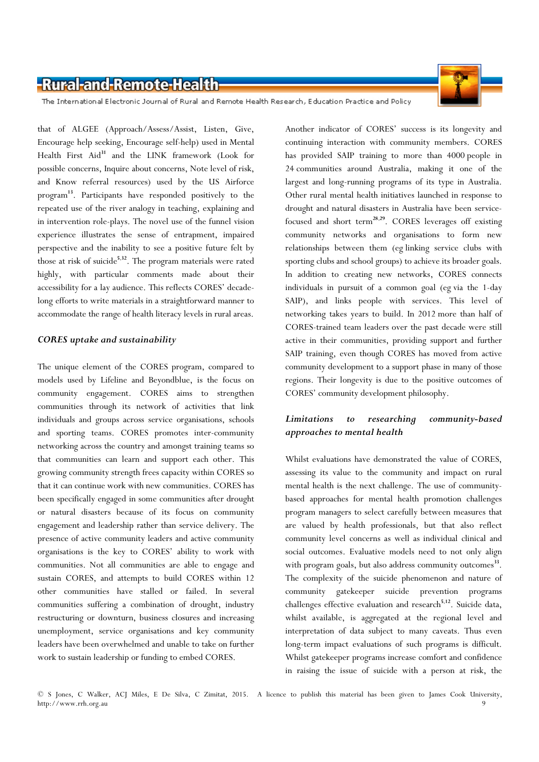that of ALGEE (Approach/Assess/Assist, Listen, Give, Encourage help seeking, Encourage self-help) used in Mental Health First Aid[31] and the LINK framework (Look for possible concerns, Inquire about concerns, Note level of risk, and Know referral resources) used by the US Airforce program[13]. Participants have responded positively to the repeated use of the river analogy in teaching, explaining and in intervention role-plays. The novel use of the funnel vision experience illustrates the sense of entrapment, impaired perspective and the inability to see a positive future felt by those at risk of suicide[5,32]. The program materials were rated highly, with particular comments made about their accessibility for a lay audience. This reflects CORES' decade-long efforts to write materials in a straightforward manner to accommodate the range of health literacy levels in rural areas.

### *CORES uptake and sustainability*

The unique element of the CORES program, compared to models used by Lifeline and Beyondblue, is the focus on community engagement. CORES aims to strengthen communities through its network of activities that link individuals and groups across service organisations, schools and sporting teams. CORES promotes inter-community networking across the country and amongst training teams so that communities can learn and support each other. This growing community strength frees capacity within CORES so that it can continue work with new communities. CORES has been specifically engaged in some communities after drought or natural disasters because of its focus on community engagement and leadership rather than service delivery. The presence of active community leaders and active community organisations is the key to CORES' ability to work with communities. Not all communities are able to engage and sustain CORES, and attempts to build CORES within 12 other communities have stalled or failed. In several communities suffering a combination of drought, industry restructuring or downturn, business closures and increasing unemployment, service organisations and key community leaders have been overwhelmed and unable to take on further work to sustain leadership or funding to embed CORES.

Another indicator of CORES' success is its longevity and continuing interaction with community members. CORES has provided SAIP training to more than 4000 people in 24 communities around Australia, making it one of the largest and long-running programs of its type in Australia. Other rural mental health initiatives launched in response to drought and natural disasters in Australia have been service-focused and short term[28,29]. CORES leverages off existing community networks and organisations to form new relationships between them (eg linking service clubs with sporting clubs and school groups) to achieve its broader goals. In addition to creating new networks, CORES connects individuals in pursuit of a common goal (eg via the 1-day SAIP), and links people with services. This level of networking takes years to build. In 2012 more than half of CORES-trained team leaders over the past decade were still active in their communities, providing support and further SAIP training, even though CORES has moved from active community development to a support phase in many of those regions. Their longevity is due to the positive outcomes of CORES' community development philosophy.

### *Limitations to researching community-based approaches to mental health*

Whilst evaluations have demonstrated the value of CORES, assessing its value to the community and impact on rural mental health is the next challenge. The use of community-based approaches for mental health promotion challenges program managers to select carefully between measures that are valued by health professionals, but that also reflect community level concerns as well as individual clinical and social outcomes. Evaluative models need to not only align with program goals, but also address community outcomes[33]. The complexity of the suicide phenomenon and nature of community gatekeeper suicide prevention programs challenges effective evaluation and research[5,12]. Suicide data, whilst available, is aggregated at the regional level and interpretation of data subject to many caveats. Thus even long-term impact evaluations of such programs is difficult. Whilst gatekeeper programs increase comfort and confidence in raising the issue of suicide with a person at risk, the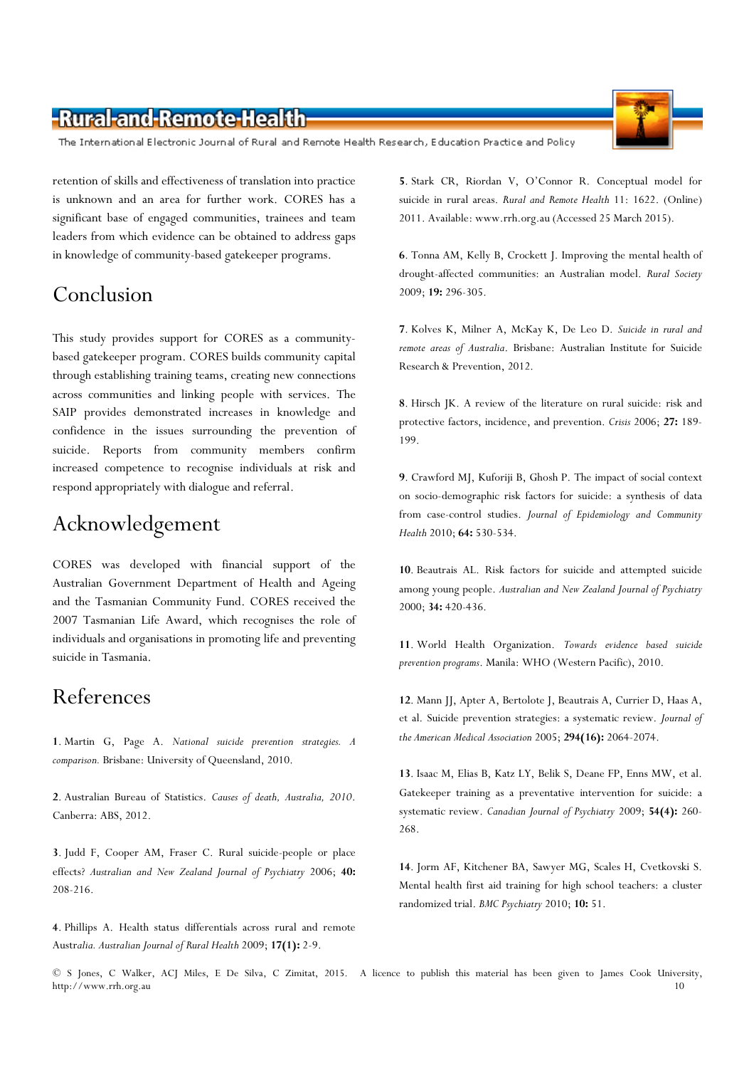retention of skills and effectiveness of translation into practice is unknown and an area for further work. CORES has a significant base of engaged communities, trainees and team leaders from which evidence can be obtained to address gaps in knowledge of community-based gatekeeper programs.

## Conclusion

This study provides support for CORES as a community-based gatekeeper program. CORES builds community capital through establishing training teams, creating new connections across communities and linking people with services. The SAIP provides demonstrated increases in knowledge and confidence in the issues surrounding the prevention of suicide. Reports from community members confirm increased competence to recognise individuals at risk and respond appropriately with dialogue and referral.

## Acknowledgement

CORES was developed with financial support of the Australian Government Department of Health and Ageing and the Tasmanian Community Fund. CORES received the 2007 Tasmanian Life Award, which recognises the role of individuals and organisations in promoting life and preventing suicide in Tasmania.

## References

**1**. Martin G, Page A. *National suicide prevention strategies. A comparison.* Brisbane: University of Queensland, 2010.

**2**. Australian Bureau of Statistics. *Causes of death, Australia, 2010*. Canberra: ABS, 2012.

**3**. Judd F, Cooper AM, Fraser C. Rural suicide-people or place effects? *Australian and New Zealand Journal of Psychiatry* 2006; **40:** 208-216.

**4**. Phillips A. Health status differentials across rural and remote Australia. *Australian Journal of Rural Health* 2009; **17(1):** 2-9.

**5**. Stark CR, Riordan V, O'Connor R. Conceptual model for suicide in rural areas. *Rural and Remote Health* 11: 1622. (Online) 2011. Available: www.rrh.org.au (Accessed 25 March 2015).

**6**. Tonna AM, Kelly B, Crockett J. Improving the mental health of drought-affected communities: an Australian model. *Rural Society* 2009; **19:** 296-305.

**7**. Kolves K, Milner A, McKay K, De Leo D. *Suicide in rural and remote areas of Australia*. Brisbane: Australian Institute for Suicide Research & Prevention, 2012.

**8**. Hirsch JK. A review of the literature on rural suicide: risk and protective factors, incidence, and prevention. *Crisis* 2006; **27:** 189-199.

**9**. Crawford MJ, Kuforiji B, Ghosh P. The impact of social context on socio-demographic risk factors for suicide: a synthesis of data from case-control studies. *Journal of Epidemiology and Community Health* 2010; **64:** 530-534.

**10**. Beautrais AL. Risk factors for suicide and attempted suicide among young people. *Australian and New Zealand Journal of Psychiatry* 2000; **34:** 420-436.

**11**. World Health Organization. *Towards evidence based suicide prevention programs*. Manila: WHO (Western Pacific), 2010.

**12**. Mann JJ, Apter A, Bertolote J, Beautrais A, Currier D, Haas A, et al. Suicide prevention strategies: a systematic review. *Journal of the American Medical Association* 2005; **294(16):** 2064-2074.

**13**. Isaac M, Elias B, Katz LY, Belik S, Deane FP, Enns MW, et al. Gatekeeper training as a preventative intervention for suicide: a systematic review. *Canadian Journal of Psychiatry* 2009; **54(4):** 260-268.

**14**. Jorm AF, Kitchener BA, Sawyer MG, Scales H, Cvetkovski S. Mental health first aid training for high school teachers: a cluster randomized trial. *BMC Psychiatry* 2010; **10:** 51.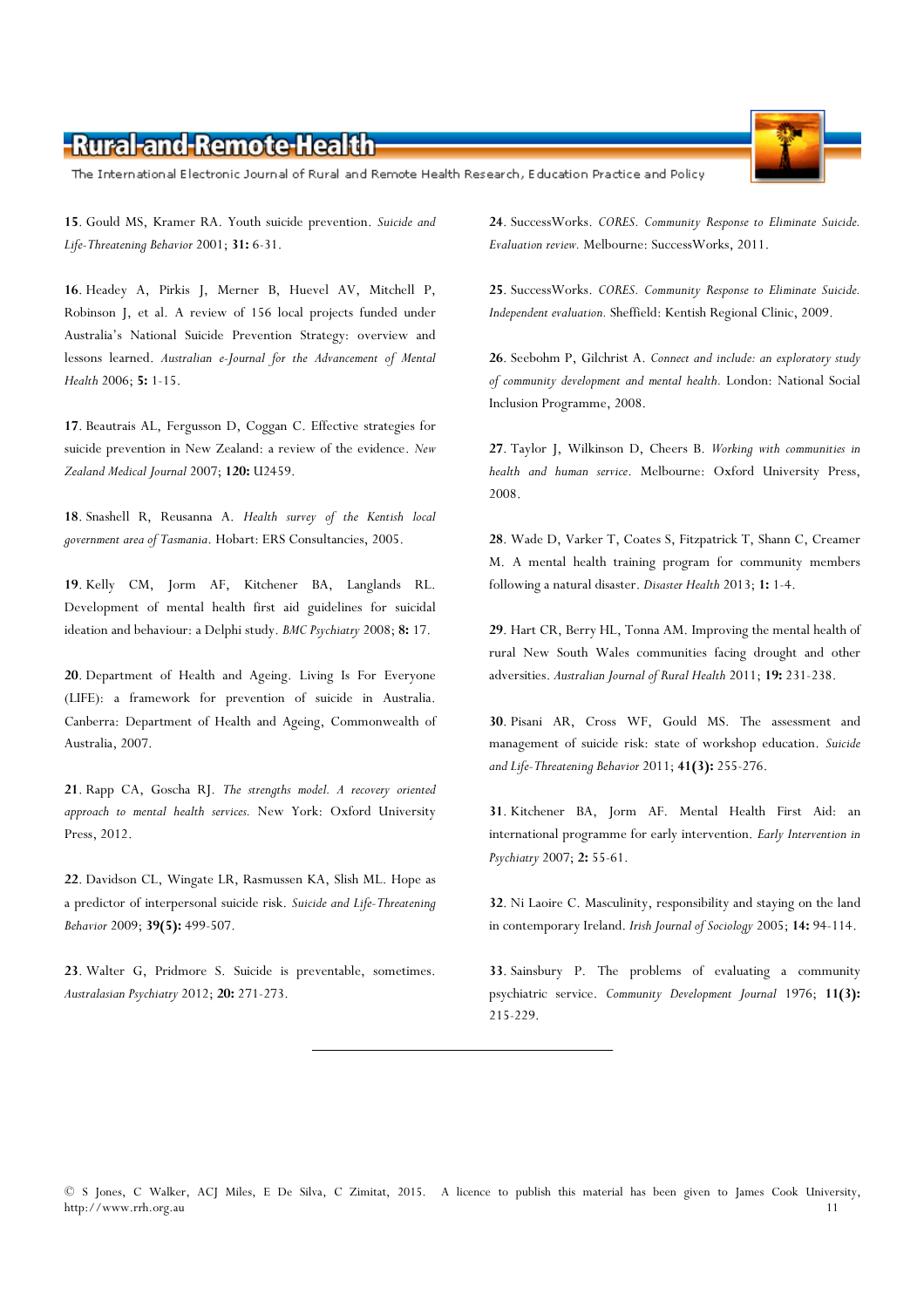**15**. Gould MS, Kramer RA. Youth suicide prevention. *Suicide and Life-Threatening Behavior* 2001; **31:** 6-31.

**16**. Headey A, Pirkis J, Merner B, Huevel AV, Mitchell P, Robinson J, et al. A review of 156 local projects funded under Australia's National Suicide Prevention Strategy: overview and lessons learned. *Australian e-Journal for the Advancement of Mental Health* 2006; **5:** 1-15.

**17**. Beautrais AL, Fergusson D, Coggan C. Effective strategies for suicide prevention in New Zealand: a review of the evidence. *New Zealand Medical Journal* 2007; **120:** U2459.

**18**. Snashell R, Reusanna A. *Health survey of the Kentish local government area of Tasmania*. Hobart: ERS Consultancies, 2005.

**19**. Kelly CM, Jorm AF, Kitchener BA, Langlands RL. Development of mental health first aid guidelines for suicidal ideation and behaviour: a Delphi study. *BMC Psychiatry* 2008; **8:** 17.

**20**. Department of Health and Ageing. Living Is For Everyone (LIFE): a framework for prevention of suicide in Australia. Canberra: Department of Health and Ageing, Commonwealth of Australia, 2007.

**21**. Rapp CA, Goscha RJ. *The strengths model. A recovery oriented approach to mental health services.* New York: Oxford University Press, 2012.

**22**. Davidson CL, Wingate LR, Rasmussen KA, Slish ML. Hope as a predictor of interpersonal suicide risk. *Suicide and Life-Threatening Behavior* 2009; **39(5):** 499-507.

**23**. Walter G, Pridmore S. Suicide is preventable, sometimes. *Australasian Psychiatry* 2012; **20:** 271-273.

**24**. SuccessWorks. *CORES. Community Response to Eliminate Suicide. Evaluation review.* Melbourne: SuccessWorks, 2011.

**25**. SuccessWorks. *CORES. Community Response to Eliminate Suicide. Independent evaluation.* Sheffield: Kentish Regional Clinic, 2009.

**26**. Seebohm P, Gilchrist A. *Connect and include: an exploratory study of community development and mental health.* London: National Social Inclusion Programme, 2008.

**27**. Taylor J, Wilkinson D, Cheers B. *Working with communities in health and human service*. Melbourne: Oxford University Press, 2008.

**28**. Wade D, Varker T, Coates S, Fitzpatrick T, Shann C, Creamer M. A mental health training program for community members following a natural disaster. *Disaster Health* 2013; **1:** 1-4.

**29**. Hart CR, Berry HL, Tonna AM. Improving the mental health of rural New South Wales communities facing drought and other adversities. *Australian Journal of Rural Health* 2011; **19:** 231-238.

**30**. Pisani AR, Cross WF, Gould MS. The assessment and management of suicide risk: state of workshop education. *Suicide and Life-Threatening Behavior* 2011; **41(3):** 255-276.

**31**. Kitchener BA, Jorm AF. Mental Health First Aid: an international programme for early intervention. *Early Intervention in Psychiatry* 2007; **2:** 55-61.

**32**. Ni Laoire C. Masculinity, responsibility and staying on the land in contemporary Ireland. *Irish Journal of Sociology* 2005; **14:** 94-114.

**33**. Sainsbury P. The problems of evaluating a community psychiatric service. *Community Development Journal* 1976; **11(3):** 215-229.